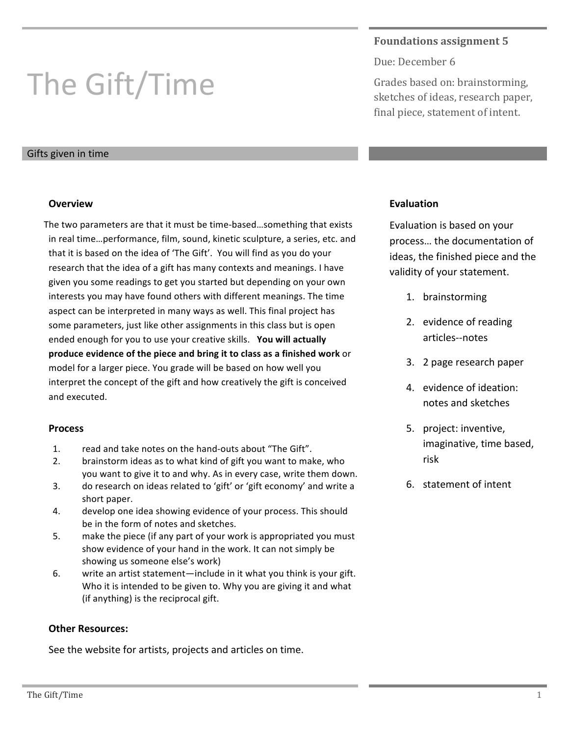# The Gift/Time

**Foundations assignment 5**

Due: December 6

Grades based on: brainstorming, sketches of ideas, research paper, final piece, statement of intent.

## Gifts given in time

### Overview

The two parameters are that it must be time-based…something that exists in real time…performance, film, sound, kinetic sculpture, a series, etc. and that it is based on the idea of 'The Gift'. You will find as you do your research that the idea of a gift has many contexts and meanings. I have given you some readings to get you started but depending on your own interests you may have found others with different meanings. The time aspect can be interpreted in many ways as well. This final project has some parameters, just like other assignments in this class but is open ended enough for you to use your creative skills. **You will actually produce evidence of the piece and bring it to class as a finished work** or model for a larger piece. You grade will be based on how well you interpret the concept of the gift and how creatively the gift is conceived and executed.

### Process

1. read and take notes on the hand-outs about "The Gift".
2. brainstorm ideas as to what kind of gift you want to make, who you want to give it to and why. As in every case, write them down.
3. do research on ideas related to 'gift' or 'gift economy' and write a short paper.
4. develop one idea showing evidence of your process. This should be in the form of notes and sketches.
5. make the piece (if any part of your work is appropriated you must show evidence of your hand in the work. It can not simply be showing us someone else's work)
6. write an artist statement—include in it what you think is your gift. Who it is intended to be given to. Why you are giving it and what (if anything) is the reciprocal gift.

### Other Resources:

See the website for artists, projects and articles on time.

### Evaluation

Evaluation is based on your process… the documentation of ideas, the finished piece and the validity of your statement.

1. brainstorming
2. evidence of reading articles--notes
3. 2 page research paper
4. evidence of ideation: notes and sketches
5. project: inventive, imaginative, time based, risk
6. statement of intent